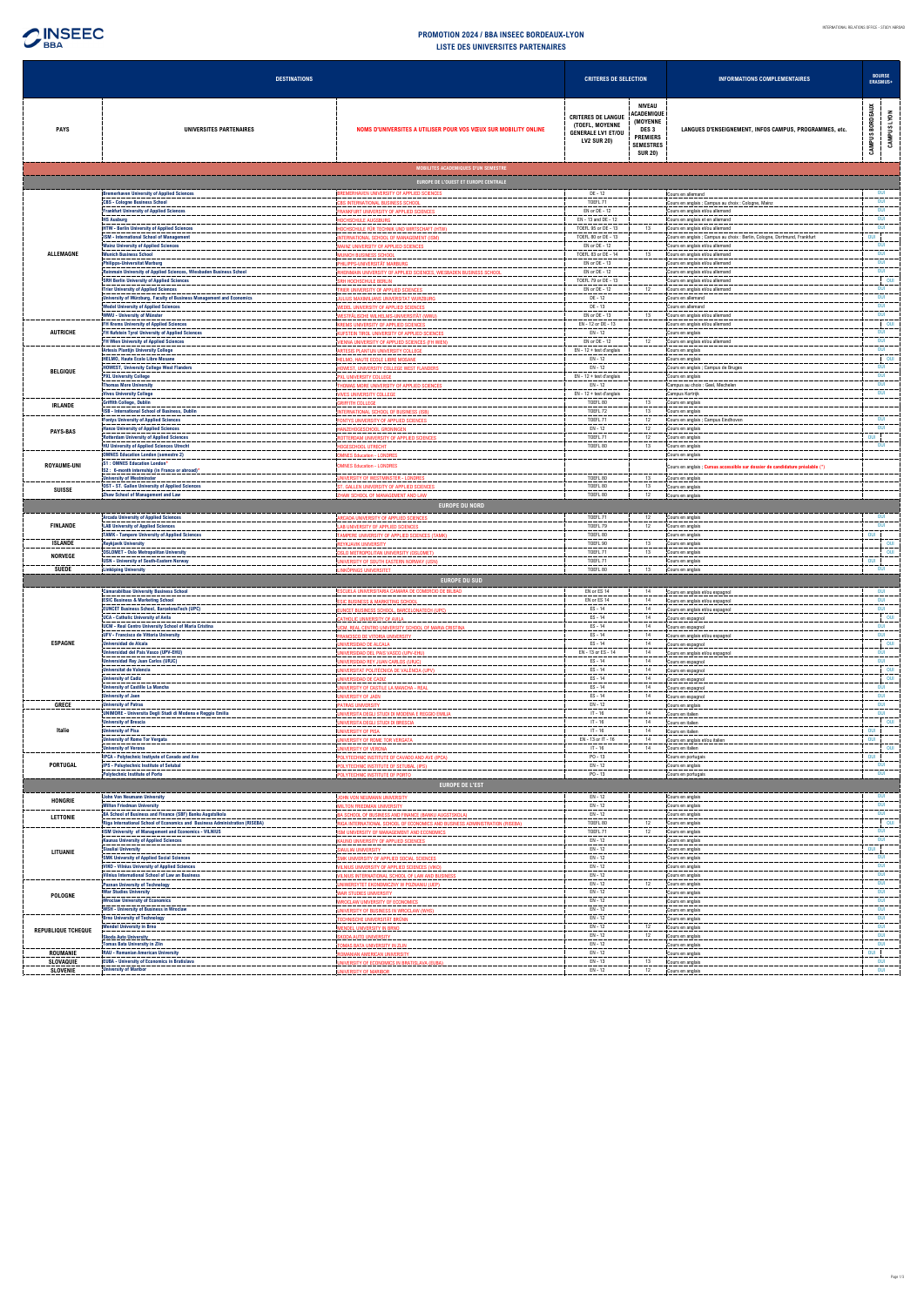# PROMOTION 2024 / BBA INSEEC BORDEAUX-LYON

## LISTE DES UNIVERSITES PARTENAIRES

| DESTINATIONS | | | CRITERES DE SELECTION | | INFORMATIONS COMPLEMENTAIRES | BOURSE ERASMUS+ | |
|---|---|---|---|---|---|---|---|
| PAYS | UNIVERSITES PARTENAIRES | NOMS D'UNIVERSITES A UTILISER POUR VOS VŒUX SUR MOBILITY ONLINE | CRITERES DE LANGUE (TOEFL, MOYENNE GENERALE LV1 ET/OU LV2 SUR 20) | NIVEAU ACADEMIQUE (MOYENNE DES 3 PREMIERS SEMESTRES SUR 20) | LANGUES D'ENSEIGNEMENT, INFOS CAMPUS, PROGRAMMES, etc. | CAMPUS BORDEAUX | CAMPUS LYON |
| **MOBILITES ACADEMIQUES D'UN SEMESTRE** | | | | | | | |
| **EUROPE DE L'OUEST ET EUROPE CENTRALE** | | | | | | | |
| ALLEMAGNE | Bremerhaven University of Applied Sciences | BREMERHAVEN UNIVERSITY OF APPLIED SCIENCES | DE - 12 | | Cours en allemand | OUI | |
| | CBS - Cologne Business School | CBS INTERNATIONAL BUSINESS SCHOOL | TOEFL 71 | | Cours en anglais ; Campus au choix : Cologne, Mainz | OUI | |
| | Frankfurt University of Applied Sciences | FRANKFURT UNIVERSITY OF APPLIED SCIENCES | EN or DE - 12 | | Cours en anglais et/ou allemand | OUI | |
| | HS Augsburg | HOCHSCHULE AUGSBURG | EN - 13 and DE - 13 | | Cours en anglais et en allemand | OUI | |
| | HTW - Berlin University of Applied Sciences | HOCHSCHULE FÜR TECHNIK UND WIRTSCHAFT (HTW) | TOEFL 85 or DE - 13 | 13 | Cours en anglais et/ou allemand | OUI | |
| | ISM - International School of Management | INTERNATIONAL SCHOOL OF MANAGEMENT (ISM) | TOEFL 80 or DE - 13 | | Cours en anglais ; Campus au choix : Berlin, Cologne, Dortmund, Frankfurt | OUI | |
| | Mainz University of Applied Sciences | MAINZ UNIVERSITY OF APPLIED SCIENCES | EN or DE - 12 | | Cours en anglais et/ou allemand | OUI | |
| | Munich Business School | MUNICH BUSINESS SCHOOL | TOEFL 83 or DE - 14 | 13 | Cours en anglais et/ou allemand | OUI | |
| | Philipps-Universität Marburg | PHILIPPS-UNIVERSITÄT MARBURG | EN or DE - 13 | | Cours en anglais et/ou allemand | OUI | |
| | Rheinmain University of Applied Sciences, Wiesbaden Business School | RHEINMAIN UNIVERSITY OF APPLIED SCIENCES, WIESBADEN BUSINESS SCHOOL | EN or DE - 12 | | Cours en anglais et/ou allemand | OUI | |
| | SRH Berlin University of Applied Sciences | SRH HOCHSCHULE BERLIN | TOEFL 79 or DE - 13 | | Cours en anglais et/ou allemand | | OUI |
| | Trier University of Applied Sciences | TRIER UNIVERSITY OF APPLIED SCIENCES | EN or DE - 12 | 12 | Cours en anglais et/ou allemand | OUI | |
| | University of Würzburg, Faculty of Business Management and Economics | JULIUS MAXIMILIANS UNIVERSITÄT WÜRZBURG | DE - 12 | | Cours en allemand | OUI | |
| | Wedel University of Applied Sciences | WEDEL UNIVERSITY OF APPLIED SCIENCES | DE - 13 | | Cours en allemand | OUI | |
| | WWU - University of Münster | WESTFÄLISCHE WILHELMS-UNIVERSITÄT (WWU) | EN or DE - 13 | 13 | Cours en anglais et/ou allemand | OUI | |
| AUTRICHE | FH Krems University of Applied Sciences | KREMS UNIVERSITY OF APPLIED SCIENCES | EN - 12 or DE - 13 | | Cours en anglais et/ou allemand | | OUI |
| | FH Kufstein Tyrol University of Applied Sciences | KUFSTEIN TIROL UNIVERSITY OF APPLIED SCIENCES | EN - 13 | | Cours en anglais | OUI | |
| | FH Wien University of Applied Sciences | VIENNA UNIVERSITY OF APPLIED SCIENCES (FH WIEN) | EN or DE - 12 | 12 | Cours en anglais et/ou allemand | OUI | |
| BELGIQUE | Artesis Plantijn University College | ARTESIS PLANTIJN UNIVERSITY COLLEGE | EN - 12 + test d'anglais | | Cours en anglais | OUI | |
| | HELMO, Haute Ecole Libre Mosane | HELMO, HAUTE ECOLE LIBRE MOSANE | EN - 12 | | Cours en anglais | | OUI |
| | HOWEST, University College West Flanders | HOWEST, UNIVERSITY COLLEGE WEST FLANDERS | EN - 12 | | Cours en anglais ; Campus de Bruges | OUI | |
| | PXL University College | PXL UNIVERSITY COLLEGE | EN - 12 + test d'anglais | | Cours en anglais | OUI | |
| | Thomas More University | THOMAS MORE UNIVERSITY OF APPLIED SCIENCES | EN - 12 | | Campus au choix : Geel, Mechelen | OUI | |
| | Vives University College | VIVES UNIVERSITY COLLEGE | EN - 12 + test d'anglais | | Campus Kortrijk | OUI | |
| IRLANDE | Griffith College, Dublin | GRIFFITH COLLEGE | TOEFL 80 | 13 | Cours en anglais | | |
| | ISB - International School of Business, Dublin | INTERNATIONAL SCHOOL OF BUSINESS (ISB) | TOEFL 72 | 13 | Cours en anglais | | |
| PAYS-BAS | Fontys University of Applied Sciences | FONTYS UNIVERSITY OF APPLIED SCIENCES | TOEFL 71 | 12 | Cours en anglais ; Campus Eindhoven | OUI | |
| | Hanze University of Applied Sciences | HANZEHOGESCHOOL GRONINGEN | EN - 12 | 12 | Cours en anglais | OUI | |
| | Rotterdam University of Applied Sciences | ROTTERDAM UNIVERSITY OF APPLIED SCIENCES | TOEFL 71 | 12 | Cours en anglais | OUI | |
| | HU University of Applied Sciences Utrecht | HOGESCHOOL UTRECHT | TOEFL 80 | 13 | Cours en anglais | | OUI |
| ROYAUME-UNI | OMNES Education London (semestre 2) | | | | Cours en anglais | | |
| | S1 : OMNES Education London S2 : 6-month internship (in France or abroad)* | OMNES Education - LONDRES | | | Cours en anglais ; Cursus accessible sur dossier de candidature préalable (*) | | |
| | University of Westminster | UNIVERSITY OF WESTMINSTER - LONDRES | TOEFL 80 | 13 | Cours en anglais | | |
| SUISSE | OST - St. Gallen University of Applied Sciences | ST. GALLEN UNIVERSITY OF APPLIED SCIENCES | TOEFL 80 | 13 | Cours en anglais | | |
| | Zhaw School of Management and Law | ZHAW SCHOOL OF MANAGEMENT AND LAW | TOEFL 80 | 12 | Cours en anglais | | |
| **EUROPE DU NORD** | | | | | | | |
| FINLANDE | Arcada University of Applied Sciences | ARCADA UNIVERSITY OF APPLIED SCIENCES | TOEFL 71 | 12 | Cours en anglais | OUI | |
| | LAB University of Applied Sciences | LAB UNIVERSITY OF APPLIED SCIENCES | TOEFL 79 | 12 | Cours en anglais | OUI | |
| | TAMK - Tampere University of Applied Sciences | TAMPERE UNIVERSITY OF APPLIED SCIENCES (TAMK) | TOEFL 80 | | Cours en anglais | OUI | |
| ISLANDE | Reykjavik University | REYKJAVIK UNIVERSITY | TOEFL 90 | 13 | Cours en anglais | | OUI |
| NORVEGE | OSLOMET - Oslo Metropolitan University | OSLO METROPOLITAN UNIVERSITY (OSLOMET) | TOEFL 71 | 13 | Cours en anglais | | OUI |
| | USN - University of South-Eastern Norway | UNIVERSITY OF SOUTH EASTERN NORWAY (USN) | TOEFL 71 | | Cours en anglais | OUI | |
| SUEDE | Linköping University | LINKÖPINGS UNIVERSITET | TOEFL 80 | 13 | Cours en anglais | OUI | |
| **EUROPE DU SUD** | | | | | | | |
| ESPAGNE | Camarabilbao University Business School | ESCUELA UNIVERSITARIA CAMARA DE COMERCIO DE BILBAO | EN or ES 14 | 14 | Cours en anglais et/ou espagnol | OUI | |
| | ESIC Business & Marketing School | ESIC BUSINESS & MARKETING SCHOOL | EN or ES 14 | 14 | Cours en anglais et/ou espagnol | OUI | |
| | TUNCEF Business School, Barcelona Tech (UPC) | TUNCEF BUSINESS SCHOOL BARCELONATECH (UPC) | ES - 14 | 14 | Cours en anglais et/ou espagnol | OUI | |
| | UCA - Catholic University of Avila | CATHOLIC UNIVERSITY OF AVILA | EN - 13 | 14 | Cours en espagnol | | OUI |
| | UCM - Real Centro University School of Maria Cristina | UCM - REAL CENTRO UNIVERSITY SCHOOL OF MARIA CRISTINA | ES - 14 | 14 | Cours en espagnol | OUI | |
| | UFV - Francisco de Vitoria University | FRANCISCO DE VITORIA UNIVERSITY | ES - 14 | 14 | Cours en anglais et/ou espagnol | OUI | |
| | Universidad de Alcala | UNIVERSIDAD DE ALCALA | ES - 14 | 14 | Cours en espagnol | OUI | OUI |
| | Universidad del Pais Vasco (UPV-EHU) | UNIVERSIDAD DEL PAIS VASCO (UPV-EHU) | EN - 13 or ES - 14 | 14 | Cours en anglais et/ou espagnol | OUI | |
| | Universidad Rey Juan Carlos (URJC) | UNIVERSIDAD REY JUAN CARLOS (URJC) | ES - 14 | 14 | Cours en espagnol | OUI | |
| | Universitat de Valencia | UNIVERSITAT POLITECNICA DE VALENCIA (UPV) | ES - 14 | 14 | Cours en espagnol | | OUI |
| | University of Cadiz | UNIVERSIDAD DE CADIZ | ES - 14 | 14 | Cours en espagnol | | OUI |
| | University of Castille La Mancha | UNIVERSITY OF CASTILLE LA MANCHA - REAL | ES - 14 | 14 | Cours en espagnol | OUI | |
| | University of Jaen | UNIVERSITY OF JAEN | ES - 14 | 14 | Cours en espagnol | OUI | |
| GRECE | University of Patras | UNIVERSITY OF PATRAS | EN - 12 | | Cours en anglais | OUI | |
| Italie | UNIMORE - Universita Degli Studi di Modena e Reggio Emilia | UNIVERSITÀ DEGLI STUDI DI MODENA E REGGIO EMILIA | IT - 16 | 14 | Cours en italien | OUI | |
| | University of Brescia | UNIVERSITÀ DEGLI STUDI DI BRESCIA | IT - 16 | 14 | Cours en italien | | OUI |
| | University of Pisa | UNIVERSITY OF PISA | IT - 16 | 14 | Cours en italien | OUI | |
| | University of Rome Tor Vergata | UNIVERSITY OF ROME TOR VERGATA | EN - 13 or IT - 16 | 14 | Cours en anglais et/ou italien | OUI | |
| | University of Verona | UNIVERSITY OF VERONA | IT - 16 | 14 | Cours en italien | | OUI |
| PORTUGAL | IPCA - Polytechnic Institute of Cavado and Ave | POLYTECHNIC INSTITUTE OF CAVADO AND AVE (IPCA) | PO - 13 | | Cours en portugais | OUI | |
| | IPS - Polytechnic Institute of Setubal | POLYTECHNIC INSTITUTE OF SETUBAL (IPS) | EN - 12 | | Cours en anglais | OUI | |
| | Polytechnic Institute of Porto | POLYTECHNIC INSTITUTE OF PORTO | PO - 13 | | Cours en portugais | OUI | |
| **EUROPE DE L'EST** | | | | | | | |
| HONGRIE | John Von Neumann University | JOHN VON NEUMANN UNIVERSITY | EN - 12 | | Cours en anglais | OUI | |
| | Milton Friedman University | MILTON FRIEDMAN UNIVERSITY | EN - 12 | | Cours en anglais | OUI | |
| LETTONIE | BA School of Business and Finance (SBF) Banku Augstskola | BA SCHOOL OF BUSINESS AND FINANCE (BANKU AUGSTSKOLA) | EN - 12 | | Cours en anglais | OUI | |
| | Riga International School of Economics and Business Administration (RISEBA) | RIGA INTERNATIONAL SCHOOL OF ECONOMICS AND BUSINESS ADMINISTRATION (RISEBA) | TOEFL 80 | 12 | Cours en anglais | | OUI |
| LITUANIE | ISM University of Management and Economics - VILNIUS | ISM UNIVERSITY OF MANAGEMENT AND ECONOMICS | TOEFL 71 | 12 | Cours en anglais | OUI | |
| | Kaunas University of Applied Sciences | KAUNO UNIVERSITY OF APPLIED SCIENCES | EN - 12 | | Cours en anglais | | |
| | Siauliai University | SIAULIAI UNIVERSITY | EN - 12 | | Cours en anglais | OUI | |
| | SMK University of Applied Social Sciences | SMK UNIVERSITY OF APPLIED SOCIAL SCIENCES | EN - 12 | | Cours en anglais | OUI | |
| | VIKO - Vilnius University of Applied Sciences | VILNIUS UNIVERSITY OF APPLIED SCIENCES (VIKO) | EN - 12 | | Cours en anglais | OUI | |
| | Vilnius International School of Law an Business | VILNIUS INTERNATIONAL SCHOOL OF LAW AND BUSINESS | EN - 12 | | Cours en anglais | OUI | |
| POLOGNE | Poznan University of Technology | UNIWERSYTET EKONOMICZNY W POZNANIU (UEP) | EN - 12 | 12 | Cours en anglais | OUI | |
| | War Studies University | WAR STUDIES UNIVERSITY | EN - 12 | | Cours en anglais | OUI | |
| | Wroclaw University of Economics | WROCLAW UNIVERSITY OF ECONOMICS | EN - 12 | | Cours en anglais | OUI | |
| | WSB - University of Business in Wroclaw | UNIVERSITY OF BUSINESS IN WROCLAW (WSB) | EN - 12 | | Cours en anglais | OUI | |
| REPUBLIQUE TCHEQUE | Brno University of Technology | TECHNISCHE UNIVERSITAT BRUNN | EN - 12 | | Cours en anglais | OUI | |
| | Mendel University in Brno | MENDEL UNIVERSITY IN BRNO | EN - 12 | 12 | Cours en anglais | OUI | |
| | Skoda Auto University | SKODA AUTO UNIVERSITY | EN - 12 | 12 | Cours en anglais | OUI | |
| | Tomas Bata University in Zlin | TOMAS BATA UNIVERSITY IN ZLIN | EN - 12 | | Cours en anglais | OUI | |
| ROUMANIE | RAU - Romanian American University | ROMANIAN AMERICAN UNIVERSITY | EN - 12 | | Cours en anglais | OUI | |
| SLOVAQUIE | EUBA - University of Economics in Bratislava | UNIVERSITY OF ECONOMICS IN BRATISLAVA (EUBA) | EN - 13 | 13 | Cours en anglais | OUI | |
| SLOVENIE | University of Maribor | UNIVERSITY OF MARIBOR | EN - 12 | 12 | Cours en anglais | OUI | |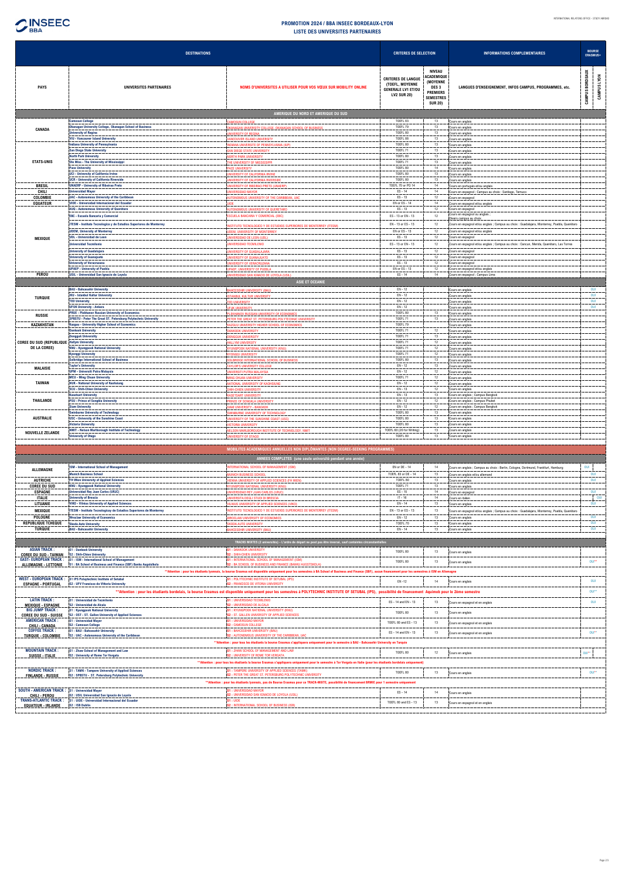# PROMOTION 2024 / BBA INSEEC BORDEAUX-LYON
## LISTE DES UNIVERSITES PARTENAIRES

| DESTINATIONS | | | CRITERES DE SELECTION | | INFORMATIONS COMPLEMENTAIRES | BOURSE ERASMUS+ | |
|---|---|---|---|---|---|---|---|
| PAYS | UNIVERSITES PARTENAIRES | NOMS D'UNIVERSITES A UTILISER POUR VOS VŒUX SUR MOBILITY ONLINE | CRITERES DE LANGUE (TOEFL, MOYENNE GENERALE LV1 ET/OU LV2 SUR 20) | NIVEAU ACADEMIQUE (MOYENNE DES 3 PREMIERS SEMESTRES SUR 20) | LANGUES D'ENSEIGNEMENT, INFOS CAMPUS, PROGRAMMES, etc. | CAMPUS BORDEAUX | CAMPUS LYON |
| **AMERIQUE DU NORD ET AMERIQUE DU SUD** | | | | | | | |
| CANADA | Camosun College | CAMOSUN COLLEGE | TOEFL 83 | 13 | Cours en anglais | | |
| | Okanagan University College, Okanagan School of Business | OKANAGAN UNIVERSITY COLLEGE, OKANAGAN SCHOOL OF BUSINESS | TOEFL 79 | 13 | Cours en anglais | | |
| | University of Regina | UNIVERSITY OF REGINA | TOEFL 80 | 13 | Cours en anglais | | |
| | VIU - Vancouver Island University | VANCOUVER ISLAND UNIVERSITY | TOEFL 88 | 13 | Cours en anglais | | |
| ETATS-UNIS | Indiana University of Pennsylvania | INDIANA UNIVERSITY OF PENNSYLVANIA (IUP) | TOEFL 80 | 13 | Cours en anglais | | |
| | San Diego State University | SAN DIEGO STATE UNIVERSITY | TOEFL 71 | 13 | Cours en anglais | | |
| | North Park University | NORTH PARK UNIVERSITY | TOEFL 80 | 13 | Cours en anglais | | |
| | Ole Miss - The University of Mississippi | THE UNIVERSITY OF MISSISSIPPI | TOEFL 71 | 13 | Cours en anglais | | |
| | Pace University | PACE UNIVERSITY | TOEFL 80 | 14 | Cours en anglais | | |
| | UCI - University of California Irvine | UNIVERSITY OF CALIFORNIA IRVINE | TOEFL 80 | 13 | Cours en anglais | | |
| | UCR - University of California Riverside | UNIVERSITY OF CALIFORNIA RIVERSIDE | TOEFL 80 | 13 | Cours en anglais | | |
| BRESIL | UNAERP - University of Ribeirao Preto | UNIVERSITY OF RIBEIRAO PRETO (UNAERP) | TOEFL 70 or PO 14 | 14 | Cours en portugais et/ou anglais | | |
| CHILI | Universidad Mayor | UNIVERSIDAD MAYOR | ES - 14 | 14 | Cours en espagnol ; Campus au choix : Santiago, Temuco | | |
| COLOMBIE | UAC - Autonomous University of the Caribbean | AUTONOMOUS UNIVERSITY OF THE CARIBBEAN, UAC | ES - 13 | 12 | Cours en espagnol | | |
| EQUATEUR | UIDE - Universidad Internacional del Ecuador | UIDE | EN or ES - 14 | 14 | Cours en espagnol et/ou anglais | | |
| MEXIQUE | AUQ - Autonomous University of Queretaro | AUTONOMOUS UNIVERSITY OF QUERETARO | ES - 13 | 12 | Cours en espagnol | | |
| | EBC - Escuela Bancaria y Comercial | ESCUELA BANCARIA Y COMERCIAL (EBC) | ES - 13 or EN - 13 | 12 | Cours en espagnol ou anglais ; Divers campus au choix | | |
| | ITESM - Instituto Tecnologico y de Estudios Superiores de Monterrey | INSTITUTO TECNOLOGICO Y DE ESTUDIOS SUPERIORES DE MONTERREY (ITESM) | EN - 13 or ES - 13 | 12 | Cours en espagnol et/ou anglais ; Campus au choix : Guadalajara, Monterrey, Puebla, Queretaro | | |
| | UDEM, University of Monterrey | UDEM, UNIVERSITY OF MONTERREY | EN or ES - 13 | 12 | Cours en espagnol et/ou anglais | | |
| | UDL - Universidad de Leon | UNIVERSIDAD DE LEON | ES - 13 | 12 | Cours en espagnol | | |
| | Universidad Tecmilenio | UNIVERSIDAD TECMILENIO | ES - 13 or EN - 13 | 12 | Cours en espagnol et/ou anglais ; Campus au choix : Cancun, Merida, Queretaro, Las Torres | | |
| | University of Guadalajara | UNIVERSITY OF GUADALAJARA | ES - 13 | 12 | Cours en espagnol | | |
| | University of Guanajuato | UNIVERSITY OF GUANAJUATO | ES - 13 | 12 | Cours en espagnol | | |
| | University of Veracruzana | UNIVERSITY OF VERACRUZANA | ES - 13 | 12 | Cours en espagnol | | |
| | UPAEP - University of Puebla | UPAEP, UNIVERSITY OF PUEBLA | EN or ES - 13 | 12 | Cours en espagnol et/ou anglais | | |
| PEROU | USIL - Universidad San Ignacio de Loyola | UNIVERSIDAD SAN IGNACIO DE LOYOLA (USIL) | ES - 14 | 14 | Cours en espagnol ; Campus Lima | | |
| **ASIE ET OCEANIE** | | | | | | | |
| TURQUIE | BAU - Bahcesehir University | BAHCESEHIR UNIVERSITY (BAU) | EN - 12 | | Cours en anglais | OUI | |
| | IKU - Istanbul Kultur University | ISTANBUL KULTUR UNIVERSITY | EN - 12 | | Cours en anglais | OUI | |
| | TED University | TED UNIVERSITY | EN - 12 | | Cours en anglais | OUI | |
| | UFUK University - Ankara | UFUK UNIVERSITY | EN - 12 | | Cours en anglais | OUI | |
| RUSSIE | PRUE - Plekhanov Russian University of Economics | PLEKHANOV RUSSIAN UNIVERSITY OF ECONOMICS | TOEFL 80 | 13 | Cours en anglais | | |
| | SPBSTU - Peter The Great ST. Petersburg Polytechnic University | PETER THE GREAT ST. PETERSBURG POLYTECHNIC UNIVERSITY | TOEFL 71 | 13 | Cours en anglais | | |
| KAZAKHSTAN | Narxoz - University Higher School of Economics | NARXOZ UNIVERSITY HIGHER SCHOOL OF ECONOMICS | TOEFL 79 | | Cours en anglais | | |
| COREE DU SUD (REPUBLIQUE DE LA COREE) | Dankook University | DANKOOK UNIVERSITY | TOEFL 71 | 12 | Cours en anglais | | |
| | Dongguk University | DONGGUK UNIVERSITY | TOEFL 71 | 12 | Cours en anglais | | |
| | Hallym University | HALLYM UNIVERSITY | TOEFL 71 | 12 | Cours en anglais | | |
| | KNU - Kyungpook National University | KYUNGPOOK NATIONAL UNIVERSITY (KNU) | TOEFL 71 | 12 | Cours en anglais | | |
| | Kyonggi University | KYONGGI UNIVERSITY | TOEFL 71 | 12 | Cours en anglais | | |
| MALAISIE | Limkokwing International School of Business | LIMKOKWING INTERNATIONAL SCHOOL OF BUSINESS | TOEFL 80 | 13 | Cours en anglais | | |
| | Taylor's University | TAYLOR'S UNIVERSITY COLLEGE | EN - 12 | 13 | Cours en anglais | | |
| | UPM - Universiti Putra Malaysia | UNIVERSITI PUTRA MALAYSIA | EN - 12 | 12 | Cours en anglais | | |
| TAIWAN | MCU - Ming Chuan University | MING CHUAN UNIVERSITY | TOEFL 71 | 12 | Cours en anglais | | |
| | NUK - National University of Kaohsiung | NATIONAL UNIVERSITY OF KAOHSIUNG | EN - 12 | 12 | Cours en anglais | | |
| | SCU - Shih-Chien University | SHIH-CHIEN UNIVERSITY | EN - 13 | 12 | Cours en anglais | | |
| THAILANDE | Kasetsart University | KASETSART UNIVERSITY | EN - 13 | 13 | Cours en anglais ; Campus Bangkok | | |
| | PSU - Prince of Songkla University | PRINCE OF SONGKLA UNIVERSITY | EN - 12 | 12 | Cours en anglais ; Campus Phuket | | |
| | Siam University | SIAM UNIVERSITY - BANGKOK | EN - 12 | 12 | Cours en anglais ; Campus Bangkok | | |
| AUSTRALIE | Swinburne University of Technology | SWINBURNE UNIVERSITY OF TECHNOLOGY | TOEFL 80 | 13 | Cours en anglais | | |
| | USC - University of the Sunshine Coast | UNIVERSITY OF THE SUNSHINE COAST (USC) | TOEFL 80 | 13 | Cours en anglais | | |
| | Victoria University | VICTORIA UNIVERSITY | TOEFL 80 | 13 | Cours en anglais | | |
| NOUVELLE ZELANDE | NMIT - Nelson Marlborough Institute of Technology | NELSON MARLBOROUGH INSTITUTE OF TECHNOLOGY, NMIT | TOEFL 80 (20 for Writing) | 13 | Cours en anglais | | |
| | University of Otago | UNIVERSITY OF OTAGO | TOEFL 80 | 13 | Cours en anglais | | |
| **MOBILITES ACADEMIQUES ANNUELLES NON DIPLÔMANTES (NON DEGREE-SEEKING PROGRAMMES)** | | | | | | | |
| **ANNEES COMPLETES (une seule université pendant une année)** | | | | | | | |
| ALLEMAGNE | ISM - International School of Management | INTERNATIONAL SCHOOL OF MANAGEMENT (ISM) | EN or DE - 14 | 14 | Cours en anglais ; Campus au choix : Berlin, Cologne, Dortmund, Frankfurt, Hamburg | OUI | |
| | Munich Business School | MUNICH BUSINESS SCHOOL | TOEFL 83 or DE - 14 | 13 | Cours en anglais et/ou allemand | OUI | |
| AUTRICHE | FH Wien University of Applied Sciences | VIENNA UNIVERSITY OF APPLIED SCIENCES (FH WIEN) | TOEFL 80 | 13 | Cours en anglais | OUI | |
| COREE DU SUD | KNU - Kyungpook National University | KYUNGPOOK NATIONAL UNIVERSITY (KNU) | TOEFL 71 | 13 | Cours en anglais | | |
| ESPAGNE | Universidad Rey Juan Carlos (URJC) | UNIVERSIDAD REY JUAN CARLOS (URJC) | ES - 13 | 13 | Cours en espagnol | OUI | |
| ITALIE | University of Brescia | UNIVERSITA DEGLI STUDI DI BRESCIA | IT - 16 | 14 | Cours en italien | | OUI |
| LITUANIE | VIKO - Vilnius University of Applied Sciences | VILNIUS UNIVERSITY OF APPLIED SCIENCES (VIKO) | EN - 14 | 13 | Cours en anglais | OUI | |
| MEXIQUE | ITESM - Instituto Tecnologico y de Estudios Superiores de Monterrey | INSTITUTO TECNOLOGICO Y DE ESTUDIOS SUPERIORES DE MONTERREY (ITESM) | EN - 13 or ES - 13 | 13 | Cours en espagnol et/ou anglais ; Campus au choix : Guadalajara, Monterrey, Puebla, Queretaro | | |
| POLOGNE | Wroclaw University of Economics | WROCLAW UNIVERSITY OF ECONOMICS | EN - 13 | 13 | Cours en anglais | OUI | |
| REPUBLIQUE TCHEQUE | Skoda Auto University | SKODA AUTO UNIVERSITY | TOEFL 79 | 13 | Cours en anglais | OUI | |
| TURQUIE | BAU - Bahcesehir University | BAHCESEHIR UNIVERSITY (BAU) | EN - 14 | 13 | Cours en anglais | OUI | |
| **TRACKS MIXTES (2 universités) - L'ordre de départ ne peut pas être inversé, sauf contraintes circonstancielles** | | | | | | | |
| ASIAN TRACK : COREE DU SUD - TAIWAN | S1 : Dankook University / S2 : Shih-Chien University | S1 : DANKOOK UNIVERSITY / S2 : SHIH-CHIEN UNIVERSITY | TOEFL 80 | 13 | Cours en anglais | | |
| EAST- EUROPEAN TRACK : ALLEMAGNE - LETTONIE | S1 : ISM - International School of Management / S2 : BA School of Business and Finance (SBF) Banku Augstskola | S1 : INTERNATIONAL SCHOOL OF MANAGEMENT (ISM) / S2 : BA SCHOOL OF BUSINESS AND FINANCE (BANKU AUGSTSKOLA) | TOEFL 80 | 13 | Cours en anglais | | OUI** |
| **Attention : pour les étudiants lyonnais, la bourse Erasmus est disponible uniquement pour les semestres à BA School of Business and Finance (SBF), aucun financement pour les semestres à ISM en Allemagne | | | | | | | |
| WEST - EUROPEAN TRACK : ESPAGNE - PORTUGAL | S1 : IPS Polytechnic Institute of Setubal / S2 : UFV Francisco de Vittoria University | S1 : POLYTECHNIC INSTITUTE OF SETUBAL (IPS) / S2 : FRANCISCO DE VITORIA UNIVERSITY | EN -12 | 14 | Cours en anglais | OUI | OUI** |
| **Attention : pour les étudiants bordelais, la bourse Erasmus est disponible uniquement pour les semestres à POLYTECHNIC INSTITUTE OF SETUBAL (IPS), possibilité de financement Aquimob pour le 2ème semestre | | | | | | | |
| LATIN TRACK : MEXIQUE - ESPAGNE | S1 : Universidad de Tecmilenio / S2 : Universidad de Alcala | S1 : UNIVERSIDAD TECMILENIO / S2 : UNIVERSIDAD DE ALCALA | ES - 14 and EN - 13 | 13 | Cours en espagnol et en anglais | OUI | |
| BIG JUMP TRACK : COREE DU SUD - SUISSE | S1 : Kyungpook National University / S2 : OST - ST. Gallen University of Applied Sciences | S1 : KYUNGPOOK NATIONAL UNIVERSITY (KNU) / S2 : ST. GALLEN UNIVERSITY OF APPLIED SCIENCES | TOEFL 80 | 13 | Cours en anglais | | |
| AMERICAN TRACK : CHILI - CANADA | S1 : Universidad Mayor / S2 : Camosun College | S1 : UNIVERSIDAD MAYOR / S2 : CAMOSUN COLLEGE | TOEFL 80 and ES - 13 | 13 | Cours en espagnol et en anglais | | |
| COFFEE TRACK : TURQUIE - COLOMBIE | S1 : BAU - Bahcesehir University / S2 : UAC - Autonomous University of the Caribbean | S1 : BAHCESEHIR UNIVERSITY (BAU) / S2 : AUTONOMOUS UNIVERSITY OF THE CARIBBEAN, UAC | ES - 14 and EN - 13 | 13 | Cours en espagnol et en anglais | OUI** | |
| **Attention : pour tous les étudiants la bourse Erasmus s'appliquera uniquement pour le semestre à BAU - Bahcesehir University en Turquie | | | | | | | |
| MOUNTAIN TRACK : SUISSE - ITALIE | S1 : Zhaw School of Management and Law / S2 : University of Rome Tor Vergata | S1 : ZHAW SCHOOL OF MANAGEMENT AND LAW / S2 : UNIVERSITY OF ROME TOR VERGATA | TOEFL 80 | 12 | Cours en anglais | OUI** | |
| **Attention : pour tous les étudiants la bourse Erasmus s'appliquera uniquement pour le semestre à Tor Vergata en Italie (pour les étudiants bordelais uniquement) | | | | | | | |
| NORDIC TRACK : FINLANDE - RUSSIE | S1 : TAMK - Tampere University of Applied Sciences / S2 : SPBSTU - ST. Petersburg Polytechnic University | S1 : TAMPERE UNIVERSITY OF APPLIED SCIENCES (TAMK) / S2 : PETER THE GREAT ST. PETERSBURG POLYTECHNIC UNIVERSITY | TOEFL 80 | 13 | Cours en anglais | | OUI** |
| **Attention : pour les étudiants lyonnais, pas de Bourse Erasmus pour ce TRACK-MIXTE, possibilité de financement BRMIE pour 1 semestre uniquement | | | | | | | |
| SOUTH - AMERICAN TRACK : CHILI - PEROU | S1 : Universidad Mayor / S2 : USIL Universidad San Ignacio de Loyola | S1 : UNIVERSIDAD MAYOR / S2 : UNIVERSIDAD SAN IGNACIO DE LOYOLA (USIL) | ES - 14 | 14 | Cours en espagnol | | |
| TRANS-ATLANTIC TRACK : EQUATEUR - IRLANDE | S1 : UIDE - Universidad Internacional del Ecuador / S2 : ISB Dublin | S1 : UIDE / S2 : INTERNATIONAL SCHOOL OF BUSINESS (ISB) | TOEFL 80 and ES - 13 | 13 | Cours en espagnol et en anglais | | |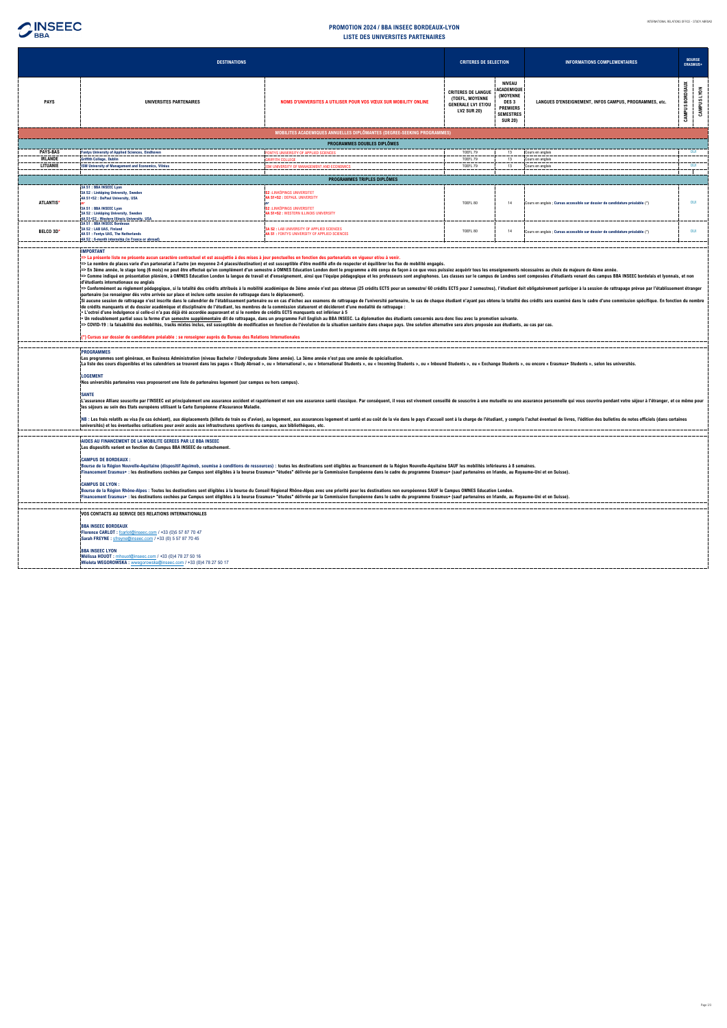# PROMOTION 2024 / BBA INSEEC BORDEAUX-LYON
## LISTE DES UNIVERSITES PARTENAIRES

| DESTINATIONS | | | CRITERES DE SELECTION | | INFORMATIONS COMPLEMENTAIRES | BOURSE ERASMUS+ | |
|---|---|---|---|---|---|---|---|
| PAYS | UNIVERSITES PARTENAIRES | NOMS D'UNIVERSITES A UTILISER POUR VOS VŒUX SUR MOBILITY ONLINE | CRITERES DE LANGUE (TOEFL, MOYENNE GENERALE LV1 ET/OU LV2 SUR 20) | NIVEAU ACADEMIQUE (MOYENNE DES 3 PREMIERS SEMESTRES SUR 20) | LANGUES D'ENSEIGNEMENT, INFOS CAMPUS, PROGRAMMES, etc. | CAMPUS BORDEAUX | CAMPUS LYON |
| **MOBILITES ACADEMIQUES ANNUELLES DIPLÔMANTES (DEGREE-SEEKING PROGRAMMES)** | | | | | | | |
| **PROGRAMMES DOUBLES DIPLÔMES** | | | | | | | |
| PAYS-BAS | Fontys University of Applied Sciences, Eindhoven | FONTYS UNIVERSITY OF APPLIED SCIENCES | TOEFL 79 | 13 | Cours en anglais | OUI | |
| IRLANDE | Griffith College, Dublin | GRIFFITH COLLEGE | TOEFL 79 | 13 | Cours en anglais | | |
| LITUANIE | ISM University of Management and Economics, Vilnius | ISM UNIVERSITY OF MANAGEMENT AND ECONOMICS | TOEFL 79 | 13 | Cours en anglais | OUI | |
| **PROGRAMMES TRIPLES DIPLÔMES** | | | | | | | |
| ATLANTIS* | 3A S1 : BBA INSEEC Lyon<br>3A S2 : Linköping University, Sweden<br>4A S1+S2 : DePaul University, USA<br>or<br>3A S1 : BBA INSEEC Lyon<br>3A S2 : Linköping University, Sweden<br>4A S1+S2 : Western Illinois University, USA | S2 : LINKÖPINGS UNIVERSITET<br>4A S1+S2 : DEPAUL UNIVERSITY<br>or<br>S2 : LINKÖPINGS UNIVERSITET<br>4A S1+S2 : WESTERN ILLINOIS UNIVERSITY | TOEFL 80 | 14 | Cours en anglais ; Cursus accessible sur dossier de candidature préalable (*) | OUI | |
| BELCO 3D* | 3A S1 : BBA INSEEC Bordeaux<br>3A S2 : LAB UAS, Finland<br>4A S1 : Fontys UAS, The Netherlands<br>4A S2 : 6-month internship (in France or abroad) | 3A S2 : LAB UNIVERSITY OF APPLIED SCIENCES<br>4A S1 : FONTYS UNIVERSITY OF APPLIED SCIENCES | TOEFL 80 | 14 | Cours en anglais ; Cursus accessible sur dossier de candidature préalable (*) | OUI | |

**IMPORTANT**

=> La présente liste ne présente aucun caractère contractuel et est assujettie à des mises à jour ponctuelles en fonction des partenariats en vigueur et/ou à venir.
=> Le nombre de places varie d'un partenariat à l'autre (en moyenne 2-4 places/destination) et est susceptible d'être modifié afin de respecter et équilibrer les flux de mobilité engagés.
=> En 3ème année, le stage long (6 mois) ne peut être effectué qu'en complément d'un semestre à OMNES Education London dont le programme a été conçu de façon à ce que vous puissiez acquérir tous les enseignements nécessaires au choix de majeure de 4ème année.
=> Comme indiqué en présentation plénière, à OMNES Education London la langue de travail et d'enseignement, ainsi que l'équipe pédagogique et les professeurs sont anglophones. Les classes sur le campus de Londres sont composées d'étudiants venant des campus BBA INSEEC bordelais et lyonnais, et non d'étudiants internationaux ou anglais
=> Conformément au règlement pédagogique, si la totalité des crédits attribués à la mobilité académique de 3ème année n'est pas obtenue (25 crédits ECTS pour un semestre/ 60 crédits ECTS pour 2 semestres), l'étudiant doit obligatoirement participer à la session de rattrapage prévue par l'établissement étranger partenaire (se renseigner dès votre arrivée sur place et inclure cette session de rattrapage dans le déplacement).
Si aucune session de rattrapage n'est inscrite dans le calendrier de l'établissement partenaire ou en cas d'échec aux examens de rattrapage de l'université partenaire, le cas de chaque étudiant n'ayant pas obtenu la totalité des crédits sera examiné dans le cadre d'une commission spécifique. En fonction du nombre de crédits manquants et du dossier académique et disciplinaire de l'étudiant, les membres de la commission statueront et décideront d'une modalité de rattrapage :
• L'octroi d'une indulgence si celle-ci n'a pas déjà été accordée auparavant et si le nombre de crédits ECTS manquants est inférieur à 5
• Un redoublement partiel sous la forme d'un semestre supplémentaire dit de rattrapage, dans un programme Full English au BBA INSEEC. La diplomation des étudiants concernés aura donc lieu avec la promotion suivante.
=> COVID-19 : la faisabilité des mobilités, tracks mixtes inclus, est susceptible de modification en fonction de l'évolution de la situation sanitaire dans chaque pays. Une solution alternative sera alors proposée aux étudiants, au cas par cas.

(*) Cursus sur dossier de candidature préalable : se renseigner auprès du Bureau des Relations Internationales

**PROGRAMMES**
Les programmes sont généraux, en Business Administration (niveau Bachelor / Undergraduate 3ème année). La 3ème année n'est pas une année de spécialisation.
La liste des cours disponibles et les calendriers se trouvent dans les pages « Study Abroad », ou « International », ou « International Students », ou « Incoming Students », ou « Inbound Students », ou « Exchange Students », ou encore « Erasmus+ Students », selon les universités.

**LOGEMENT**
Nos universités partenaires vous proposeront une liste de partenaires logement (sur campus ou hors campus).

**SANTE**
L'assurance Allianz souscrite par l'INSEEC est principalement une assurance accident et rapatriement et non une assurance santé classique. Par conséquent, il vous est vivement conseillé de souscrire à une mutuelle ou une assurance personnelle qui vous couvrira pendant votre séjour à l'étranger, et ce même pour les séjours au sein des Etats européens utilisant la Carte Européenne d'Assurance Maladie.

NB : Les frais relatifs au visa (le cas échéant), aux déplacements (billets de train ou d'avion), au logement, aux assurances logement et santé et au coût de la vie dans le pays d'accueil sont à la charge de l'étudiant, y compris l'achat éventuel de livres, l'édition des bulletins de notes officiels (dans certaines universités) et les éventuelles cotisations pour avoir accès aux infrastructures sportives du campus, aux bibliothèques, etc.

**AIDES AU FINANCEMENT DE LA MOBILITE GEREES PAR LE BBA INSEEC**
Les dispositifs varient en fonction du Campus BBA INSEEC de rattachement.

**CAMPUS DE BORDEAUX :**
Bourse de la Région Nouvelle-Aquitaine (dispositif Aquimob, soumise à conditions de ressources) : toutes les destinations sont éligibles au financement de la Région Nouvelle-Aquitaine SAUF les mobilités inférieures à 8 semaines.
Financement Erasmus+ : les destinations cochées par Campus sont éligibles à la bourse Erasmus+ "études" délivrée par la Commission Européenne dans le cadre du programme Erasmus+ (sauf partenaires en Irlande, au Royaume-Uni et en Suisse).

**CAMPUS DE LYON :**
Bourse de la Région Rhône-Alpes : Toutes les destinations sont éligibles à la bourse du Conseil Régional Rhône-Alpes avec une priorité pour les destinations non européennes SAUF le Campus OMNES Education London.
Financement Erasmus+ : les destinations cochées par Campus sont éligibles à la bourse Erasmus+ "études" délivrée par la Commission Européenne dans le cadre du programme Erasmus+ (sauf partenaires en Irlande, au Royaume-Uni et en Suisse).

**VOS CONTACTS AU SERVICE DES RELATIONS INTERNATIONALES**

**BBA INSEEC BORDEAUX**
Florence CARLOT : fcarlot@inseec.com / +33 (0)5 57 87 70 47
Sarah FREYNE : sfreyne@inseec.com / +33 (0) 5 57 87 70 45

**BBA INSEEC LYON**
Mélissa HOUOT : mhouot@inseec.com / +33 (0)4 78 27 50 16
Wioleta WEGOROWSKA : wwegorowska@inseec.com / +33 (0)4 78 27 50 17